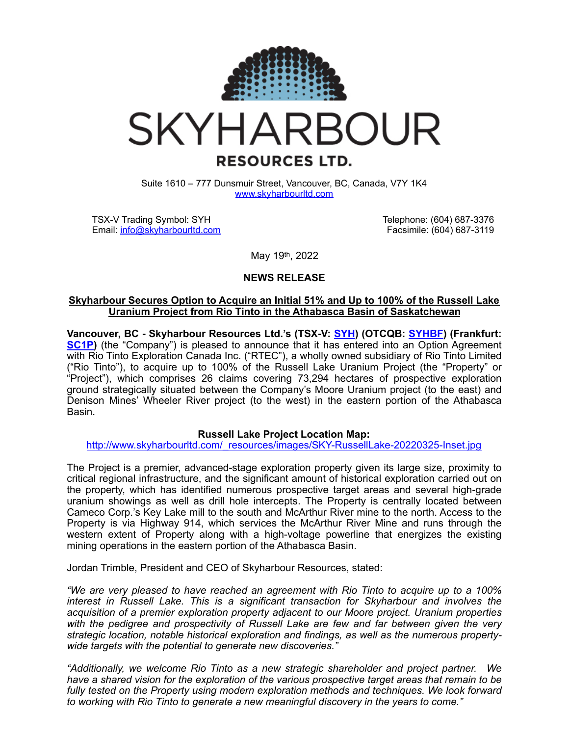# SKYHARBOUR RESOURCES LTD.

Suite 1610 – 777 Dunsmuir Street, Vancouver, BC, Canada, V7Y 1K4
www.skyharbourltd.com

TSX-V Trading Symbol: SYH
Email: info@skyharbourltd.com

Telephone: (604) 687-3376
Facsimile: (604) 687-3119

May 19th, 2022

**NEWS RELEASE**

**Skyharbour Secures Option to Acquire an Initial 51% and Up to 100% of the Russell Lake Uranium Project from Rio Tinto in the Athabasca Basin of Saskatchewan**

**Vancouver, BC - Skyharbour Resources Ltd.'s (TSX-V: SYH) (OTCQB: SYHBF) (Frankfurt: SC1P)** (the "Company") is pleased to announce that it has entered into an Option Agreement with Rio Tinto Exploration Canada Inc. ("RTEC"), a wholly owned subsidiary of Rio Tinto Limited ("Rio Tinto"), to acquire up to 100% of the Russell Lake Uranium Project (the "Property" or "Project"), which comprises 26 claims covering 73,294 hectares of prospective exploration ground strategically situated between the Company's Moore Uranium project (to the east) and Denison Mines' Wheeler River project (to the west) in the eastern portion of the Athabasca Basin.

**Russell Lake Project Location Map:**
http://www.skyharbourltd.com/_resources/images/SKY-RussellLake-20220325-Inset.jpg

The Project is a premier, advanced-stage exploration property given its large size, proximity to critical regional infrastructure, and the significant amount of historical exploration carried out on the property, which has identified numerous prospective target areas and several high-grade uranium showings as well as drill hole intercepts. The Property is centrally located between Cameco Corp.'s Key Lake mill to the south and McArthur River mine to the north. Access to the Property is via Highway 914, which services the McArthur River Mine and runs through the western extent of Property along with a high-voltage powerline that energizes the existing mining operations in the eastern portion of the Athabasca Basin.

Jordan Trimble, President and CEO of Skyharbour Resources, stated:

*"We are very pleased to have reached an agreement with Rio Tinto to acquire up to a 100% interest in Russell Lake. This is a significant transaction for Skyharbour and involves the acquisition of a premier exploration property adjacent to our Moore project. Uranium properties with the pedigree and prospectivity of Russell Lake are few and far between given the very strategic location, notable historical exploration and findings, as well as the numerous property-wide targets with the potential to generate new discoveries."*

*"Additionally, we welcome Rio Tinto as a new strategic shareholder and project partner. We have a shared vision for the exploration of the various prospective target areas that remain to be fully tested on the Property using modern exploration methods and techniques. We look forward to working with Rio Tinto to generate a new meaningful discovery in the years to come."*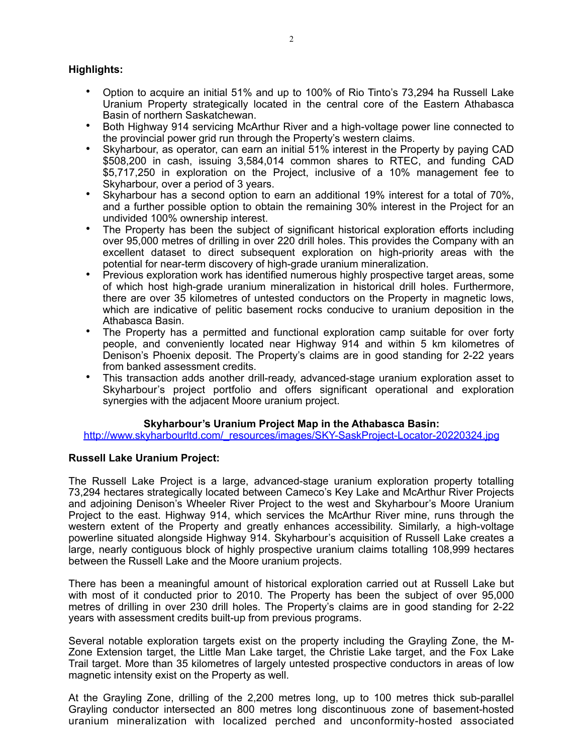**Highlights:**

- Option to acquire an initial 51% and up to 100% of Rio Tinto's 73,294 ha Russell Lake Uranium Property strategically located in the central core of the Eastern Athabasca Basin of northern Saskatchewan.
- Both Highway 914 servicing McArthur River and a high-voltage power line connected to the provincial power grid run through the Property's western claims.
- Skyharbour, as operator, can earn an initial 51% interest in the Property by paying CAD $508,200 in cash, issuing 3,584,014 common shares to RTEC, and funding CAD $5,717,250 in exploration on the Project, inclusive of a 10% management fee to Skyharbour, over a period of 3 years.
- Skyharbour has a second option to earn an additional 19% interest for a total of 70%, and a further possible option to obtain the remaining 30% interest in the Project for an undivided 100% ownership interest.
- The Property has been the subject of significant historical exploration efforts including over 95,000 metres of drilling in over 220 drill holes. This provides the Company with an excellent dataset to direct subsequent exploration on high-priority areas with the potential for near-term discovery of high-grade uranium mineralization.
- Previous exploration work has identified numerous highly prospective target areas, some of which host high-grade uranium mineralization in historical drill holes. Furthermore, there are over 35 kilometres of untested conductors on the Property in magnetic lows, which are indicative of pelitic basement rocks conducive to uranium deposition in the Athabasca Basin.
- The Property has a permitted and functional exploration camp suitable for over forty people, and conveniently located near Highway 914 and within 5 km kilometres of Denison's Phoenix deposit. The Property's claims are in good standing for 2-22 years from banked assessment credits.
- This transaction adds another drill-ready, advanced-stage uranium exploration asset to Skyharbour's project portfolio and offers significant operational and exploration synergies with the adjacent Moore uranium project.

**Skyharbour's Uranium Project Map in the Athabasca Basin:**
http://www.skyharbourltd.com/_resources/images/SKY-SaskProject-Locator-20220324.jpg

**Russell Lake Uranium Project:**

The Russell Lake Project is a large, advanced-stage uranium exploration property totalling 73,294 hectares strategically located between Cameco's Key Lake and McArthur River Projects and adjoining Denison's Wheeler River Project to the west and Skyharbour's Moore Uranium Project to the east. Highway 914, which services the McArthur River mine, runs through the western extent of the Property and greatly enhances accessibility. Similarly, a high-voltage powerline situated alongside Highway 914. Skyharbour's acquisition of Russell Lake creates a large, nearly contiguous block of highly prospective uranium claims totalling 108,999 hectares between the Russell Lake and the Moore uranium projects.

There has been a meaningful amount of historical exploration carried out at Russell Lake but with most of it conducted prior to 2010. The Property has been the subject of over 95,000 metres of drilling in over 230 drill holes. The Property's claims are in good standing for 2-22 years with assessment credits built-up from previous programs.

Several notable exploration targets exist on the property including the Grayling Zone, the M-Zone Extension target, the Little Man Lake target, the Christie Lake target, and the Fox Lake Trail target. More than 35 kilometres of largely untested prospective conductors in areas of low magnetic intensity exist on the Property as well.

At the Grayling Zone, drilling of the 2,200 metres long, up to 100 metres thick sub-parallel Grayling conductor intersected an 800 metres long discontinuous zone of basement-hosted uranium mineralization with localized perched and unconformity-hosted associated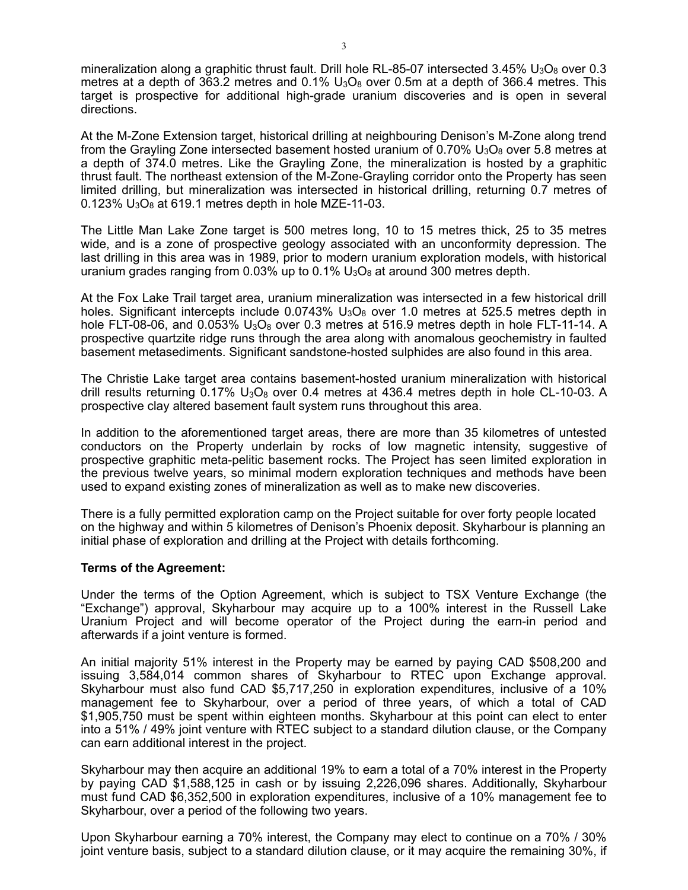mineralization along a graphitic thrust fault. Drill hole RL-85-07 intersected 3.45% $U_3O_8$ over 0.3 metres at a depth of 363.2 metres and 0.1% $U_3O_8$ over 0.5m at a depth of 366.4 metres. This target is prospective for additional high-grade uranium discoveries and is open in several directions.

At the M-Zone Extension target, historical drilling at neighbouring Denison's M-Zone along trend from the Grayling Zone intersected basement hosted uranium of 0.70% $U_3O_8$ over 5.8 metres at a depth of 374.0 metres. Like the Grayling Zone, the mineralization is hosted by a graphitic thrust fault. The northeast extension of the M-Zone-Grayling corridor onto the Property has seen limited drilling, but mineralization was intersected in historical drilling, returning 0.7 metres of 0.123% $U_3O_8$ at 619.1 metres depth in hole MZE-11-03.

The Little Man Lake Zone target is 500 metres long, 10 to 15 metres thick, 25 to 35 metres wide, and is a zone of prospective geology associated with an unconformity depression. The last drilling in this area was in 1989, prior to modern uranium exploration models, with historical uranium grades ranging from 0.03% up to 0.1% $U_3O_8$ at around 300 metres depth.

At the Fox Lake Trail target area, uranium mineralization was intersected in a few historical drill holes. Significant intercepts include 0.0743% $U_3O_8$ over 1.0 metres at 525.5 metres depth in hole FLT-08-06, and 0.053% $U_3O_8$ over 0.3 metres at 516.9 metres depth in hole FLT-11-14. A prospective quartzite ridge runs through the area along with anomalous geochemistry in faulted basement metasediments. Significant sandstone-hosted sulphides are also found in this area.

The Christie Lake target area contains basement-hosted uranium mineralization with historical drill results returning 0.17% $U_3O_8$ over 0.4 metres at 436.4 metres depth in hole CL-10-03. A prospective clay altered basement fault system runs throughout this area.

In addition to the aforementioned target areas, there are more than 35 kilometres of untested conductors on the Property underlain by rocks of low magnetic intensity, suggestive of prospective graphitic meta-pelitic basement rocks. The Project has seen limited exploration in the previous twelve years, so minimal modern exploration techniques and methods have been used to expand existing zones of mineralization as well as to make new discoveries.

There is a fully permitted exploration camp on the Project suitable for over forty people located on the highway and within 5 kilometres of Denison's Phoenix deposit. Skyharbour is planning an initial phase of exploration and drilling at the Project with details forthcoming.

**Terms of the Agreement:**

Under the terms of the Option Agreement, which is subject to TSX Venture Exchange (the "Exchange") approval, Skyharbour may acquire up to a 100% interest in the Russell Lake Uranium Project and will become operator of the Project during the earn-in period and afterwards if a joint venture is formed.

An initial majority 51% interest in the Property may be earned by paying CAD $508,200 and issuing 3,584,014 common shares of Skyharbour to RTEC upon Exchange approval. Skyharbour must also fund CAD $5,717,250 in exploration expenditures, inclusive of a 10% management fee to Skyharbour, over a period of three years, of which a total of CAD $1,905,750 must be spent within eighteen months. Skyharbour at this point can elect to enter into a 51% / 49% joint venture with RTEC subject to a standard dilution clause, or the Company can earn additional interest in the project.

Skyharbour may then acquire an additional 19% to earn a total of a 70% interest in the Property by paying CAD $1,588,125 in cash or by issuing 2,226,096 shares. Additionally, Skyharbour must fund CAD $6,352,500 in exploration expenditures, inclusive of a 10% management fee to Skyharbour, over a period of the following two years.

Upon Skyharbour earning a 70% interest, the Company may elect to continue on a 70% / 30% joint venture basis, subject to a standard dilution clause, or it may acquire the remaining 30%, if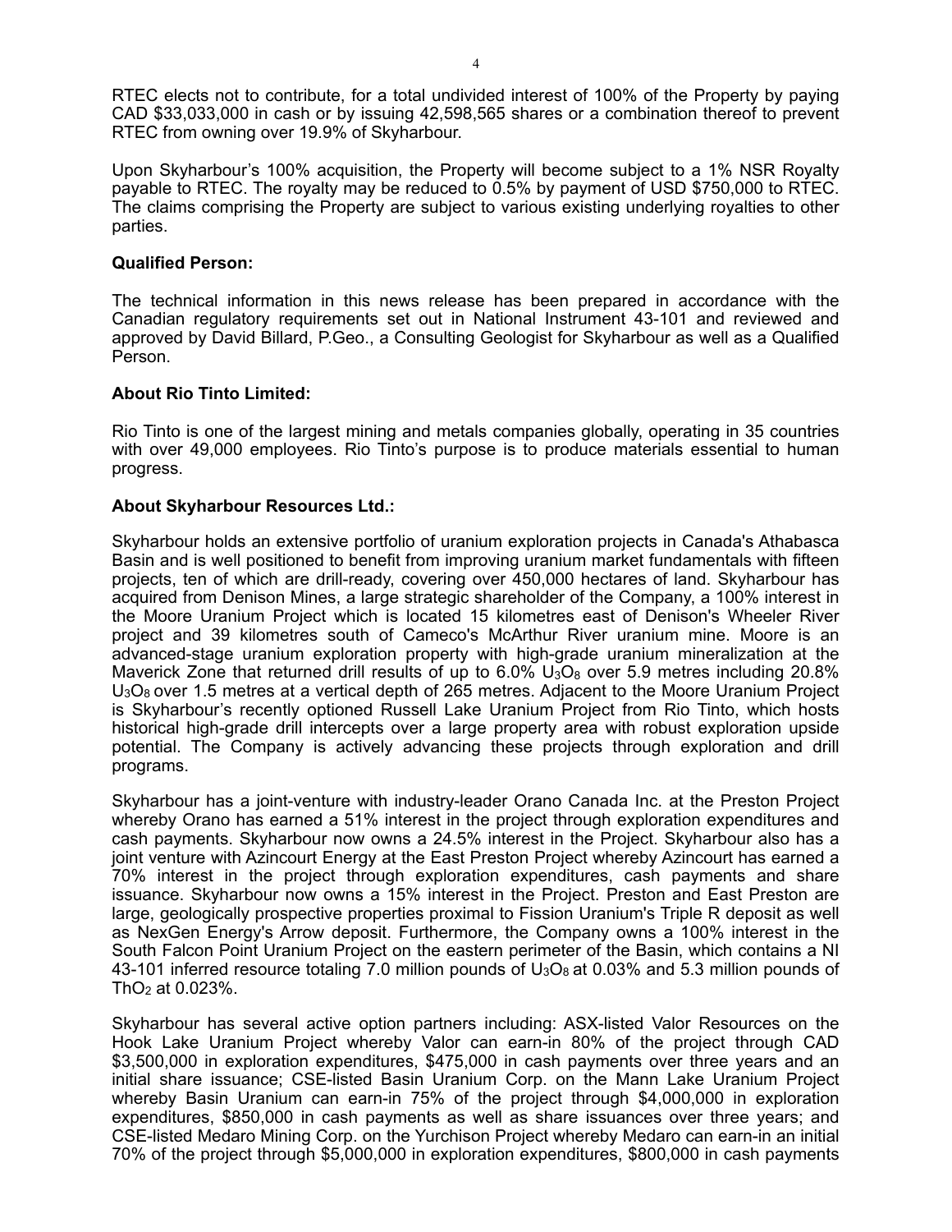RTEC elects not to contribute, for a total undivided interest of 100% of the Property by paying CAD $33,033,000 in cash or by issuing 42,598,565 shares or a combination thereof to prevent RTEC from owning over 19.9% of Skyharbour.

Upon Skyharbour's 100% acquisition, the Property will become subject to a 1% NSR Royalty payable to RTEC. The royalty may be reduced to 0.5% by payment of USD $750,000 to RTEC. The claims comprising the Property are subject to various existing underlying royalties to other parties.

**Qualified Person:**

The technical information in this news release has been prepared in accordance with the Canadian regulatory requirements set out in National Instrument 43-101 and reviewed and approved by David Billard, P.Geo., a Consulting Geologist for Skyharbour as well as a Qualified Person.

**About Rio Tinto Limited:**

Rio Tinto is one of the largest mining and metals companies globally, operating in 35 countries with over 49,000 employees. Rio Tinto's purpose is to produce materials essential to human progress.

**About Skyharbour Resources Ltd.:**

Skyharbour holds an extensive portfolio of uranium exploration projects in Canada's Athabasca Basin and is well positioned to benefit from improving uranium market fundamentals with fifteen projects, ten of which are drill-ready, covering over 450,000 hectares of land. Skyharbour has acquired from Denison Mines, a large strategic shareholder of the Company, a 100% interest in the Moore Uranium Project which is located 15 kilometres east of Denison's Wheeler River project and 39 kilometres south of Cameco's McArthur River uranium mine. Moore is an advanced-stage uranium exploration property with high-grade uranium mineralization at the Maverick Zone that returned drill results of up to 6.0% $U_3O_8$ over 5.9 metres including 20.8% $U_3O_8$ over 1.5 metres at a vertical depth of 265 metres. Adjacent to the Moore Uranium Project is Skyharbour's recently optioned Russell Lake Uranium Project from Rio Tinto, which hosts historical high-grade drill intercepts over a large property area with robust exploration upside potential. The Company is actively advancing these projects through exploration and drill programs.

Skyharbour has a joint-venture with industry-leader Orano Canada Inc. at the Preston Project whereby Orano has earned a 51% interest in the project through exploration expenditures and cash payments. Skyharbour now owns a 24.5% interest in the Project. Skyharbour also has a joint venture with Azincourt Energy at the East Preston Project whereby Azincourt has earned a 70% interest in the project through exploration expenditures, cash payments and share issuance. Skyharbour now owns a 15% interest in the Project. Preston and East Preston are large, geologically prospective properties proximal to Fission Uranium's Triple R deposit as well as NexGen Energy's Arrow deposit. Furthermore, the Company owns a 100% interest in the South Falcon Point Uranium Project on the eastern perimeter of the Basin, which contains a NI 43-101 inferred resource totaling 7.0 million pounds of $U_3O_8$ at 0.03% and 5.3 million pounds of $ThO_2$ at 0.023%.

Skyharbour has several active option partners including: ASX-listed Valor Resources on the Hook Lake Uranium Project whereby Valor can earn-in 80% of the project through CAD $3,500,000 in exploration expenditures, $475,000 in cash payments over three years and an initial share issuance; CSE-listed Basin Uranium Corp. on the Mann Lake Uranium Project whereby Basin Uranium can earn-in 75% of the project through $4,000,000 in exploration expenditures, $850,000 in cash payments as well as share issuances over three years; and CSE-listed Medaro Mining Corp. on the Yurchison Project whereby Medaro can earn-in an initial 70% of the project through $5,000,000 in exploration expenditures, $800,000 in cash payments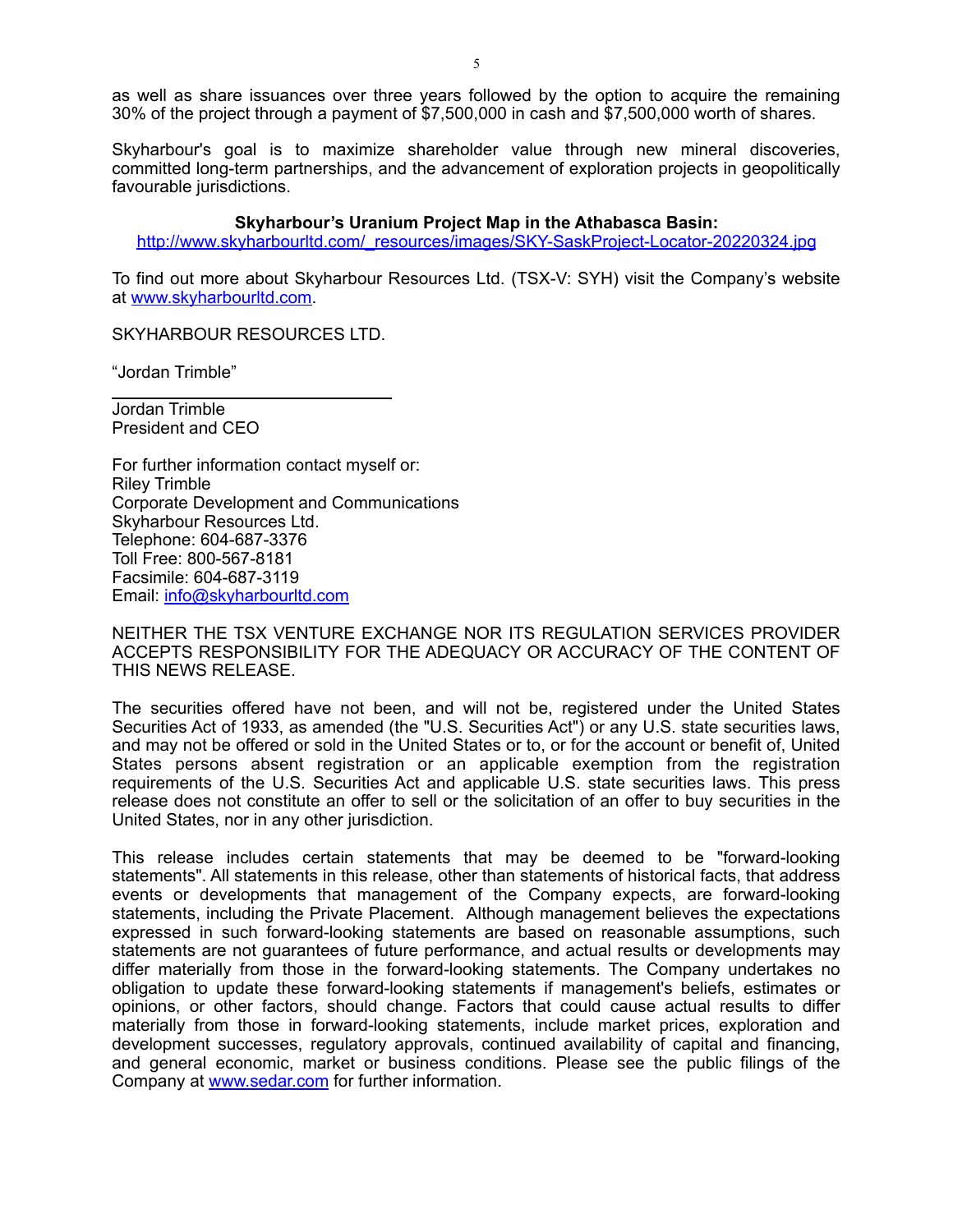as well as share issuances over three years followed by the option to acquire the remaining 30% of the project through a payment of $7,500,000 in cash and $7,500,000 worth of shares.

Skyharbour's goal is to maximize shareholder value through new mineral discoveries, committed long-term partnerships, and the advancement of exploration projects in geopolitically favourable jurisdictions.

**Skyharbour's Uranium Project Map in the Athabasca Basin:**
[http://www.skyharbourltd.com/_resources/images/SKY-SaskProject-Locator-20220324.jpg](http://www.skyharbourltd.com/_resources/images/SKY-SaskProject-Locator-20220324.jpg)

To find out more about Skyharbour Resources Ltd. (TSX-V: SYH) visit the Company's website at [www.skyharbourltd.com](www.skyharbourltd.com).

SKYHARBOUR RESOURCES LTD.

"Jordan Trimble"

Jordan Trimble
President and CEO

For further information contact myself or:
Riley Trimble
Corporate Development and Communications
Skyharbour Resources Ltd.
Telephone: 604-687-3376
Toll Free: 800-567-8181
Facsimile: 604-687-3119
Email: [info@skyharbourltd.com](mailto:info@skyharbourltd.com)

NEITHER THE TSX VENTURE EXCHANGE NOR ITS REGULATION SERVICES PROVIDER ACCEPTS RESPONSIBILITY FOR THE ADEQUACY OR ACCURACY OF THE CONTENT OF THIS NEWS RELEASE.

The securities offered have not been, and will not be, registered under the United States Securities Act of 1933, as amended (the "U.S. Securities Act") or any U.S. state securities laws, and may not be offered or sold in the United States or to, or for the account or benefit of, United States persons absent registration or an applicable exemption from the registration requirements of the U.S. Securities Act and applicable U.S. state securities laws. This press release does not constitute an offer to sell or the solicitation of an offer to buy securities in the United States, nor in any other jurisdiction.

This release includes certain statements that may be deemed to be "forward-looking statements". All statements in this release, other than statements of historical facts, that address events or developments that management of the Company expects, are forward-looking statements, including the Private Placement. Although management believes the expectations expressed in such forward-looking statements are based on reasonable assumptions, such statements are not guarantees of future performance, and actual results or developments may differ materially from those in the forward-looking statements. The Company undertakes no obligation to update these forward-looking statements if management's beliefs, estimates or opinions, or other factors, should change. Factors that could cause actual results to differ materially from those in forward-looking statements, include market prices, exploration and development successes, regulatory approvals, continued availability of capital and financing, and general economic, market or business conditions. Please see the public filings of the Company at [www.sedar.com](www.sedar.com) for further information.